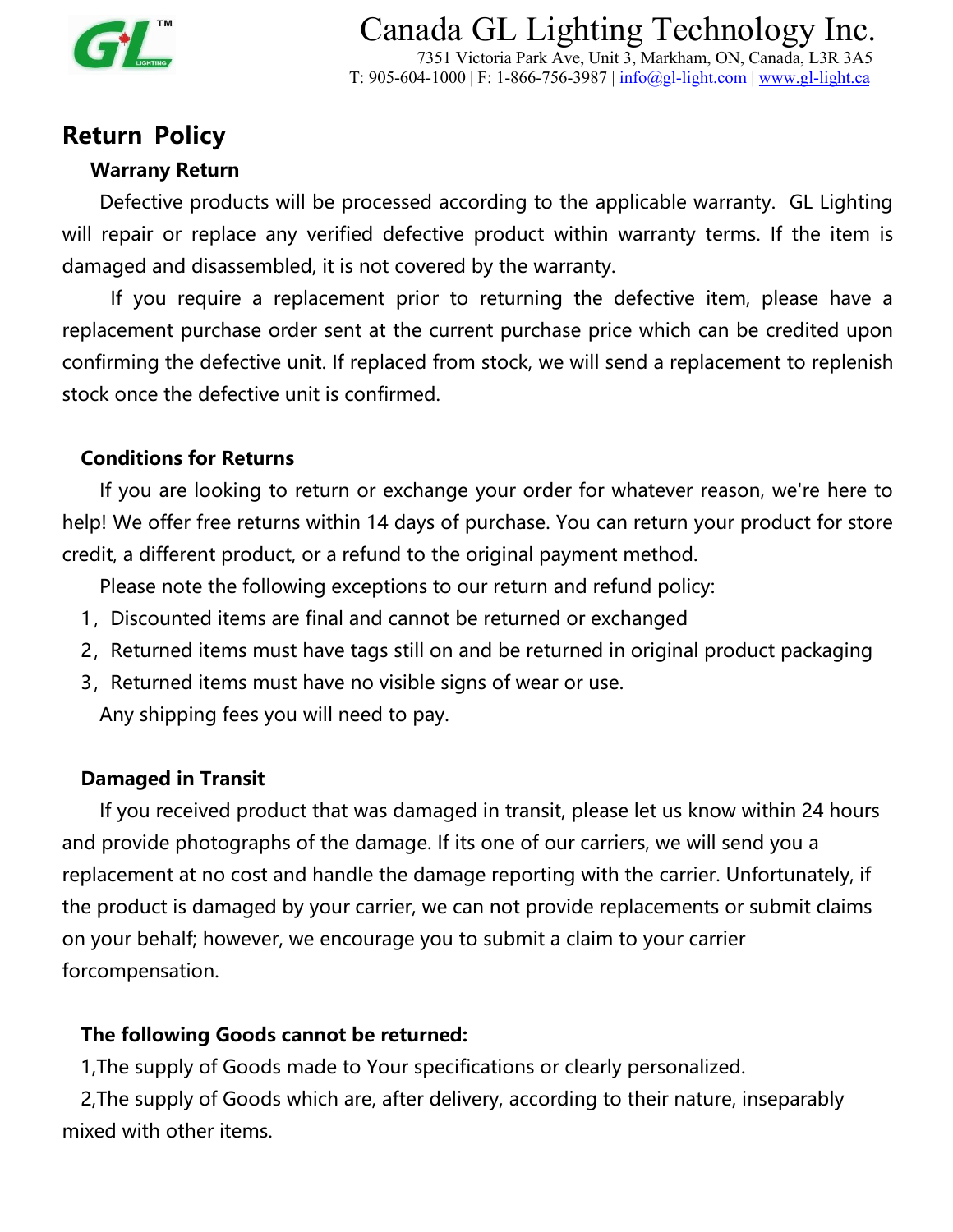Canada GL Lighting Technology Inc.
7351 Victoria Park Ave, Unit 3, Markham, ON, Canada, L3R 3A5
T: 905-604-1000 | F: 1-866-756-3987 | info@gl-light.com | www.gl-light.ca

# Return Policy

### Warranty Return

Defective products will be processed according to the applicable warranty. GL Lighting will repair or replace any verified defective product within warranty terms. If the item is damaged and disassembled, it is not covered by the warranty.

If you require a replacement prior to returning the defective item, please have a replacement purchase order sent at the current purchase price which can be credited upon confirming the defective unit. If replaced from stock, we will send a replacement to replenish stock once the defective unit is confirmed.

### Conditions for Returns

If you are looking to return or exchange your order for whatever reason, we're here to help! We offer free returns within 14 days of purchase. You can return your product for store credit, a different product, or a refund to the original payment method.

Please note the following exceptions to our return and refund policy:

1，Discounted items are final and cannot be returned or exchanged

2，Returned items must have tags still on and be returned in original product packaging

3，Returned items must have no visible signs of wear or use.

Any shipping fees you will need to pay.

### Damaged in Transit

If you received product that was damaged in transit, please let us know within 24 hours and provide photographs of the damage. If its one of our carriers, we will send you a replacement at no cost and handle the damage reporting with the carrier. Unfortunately, if the product is damaged by your carrier, we can not provide replacements or submit claims on your behalf; however, we encourage you to submit a claim to your carrier forcompensation.

### The following Goods cannot be returned:

1,The supply of Goods made to Your specifications or clearly personalized.

2,The supply of Goods which are, after delivery, according to their nature, inseparably mixed with other items.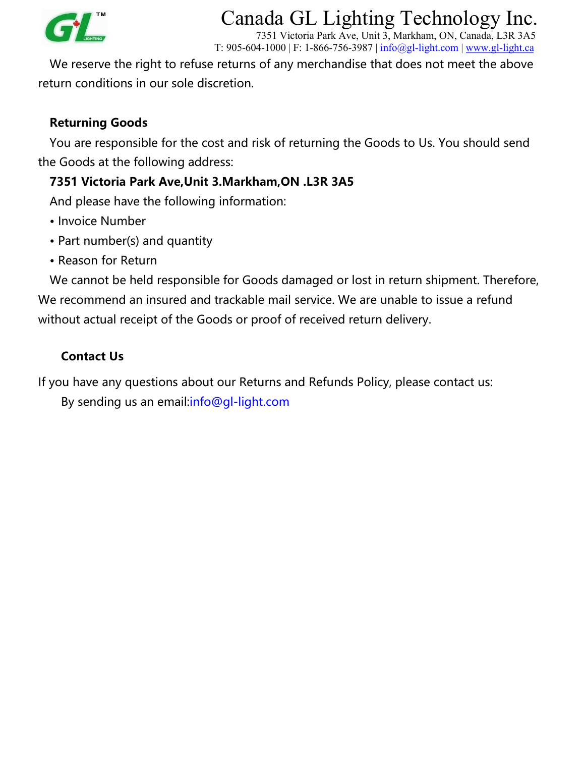We reserve the right to refuse returns of any merchandise that does not meet the above return conditions in our sole discretion.

**Returning Goods**

You are responsible for the cost and risk of returning the Goods to Us. You should send the Goods at the following address:

**7351 Victoria Park Ave,Unit 3.Markham,ON .L3R 3A5**

And please have the following information:

- Invoice Number
- Part number(s) and quantity
- Reason for Return

We cannot be held responsible for Goods damaged or lost in return shipment. Therefore, We recommend an insured and trackable mail service. We are unable to issue a refund without actual receipt of the Goods or proof of received return delivery.

**Contact Us**

If you have any questions about our Returns and Refunds Policy, please contact us:

By sending us an email:info@gl-light.com